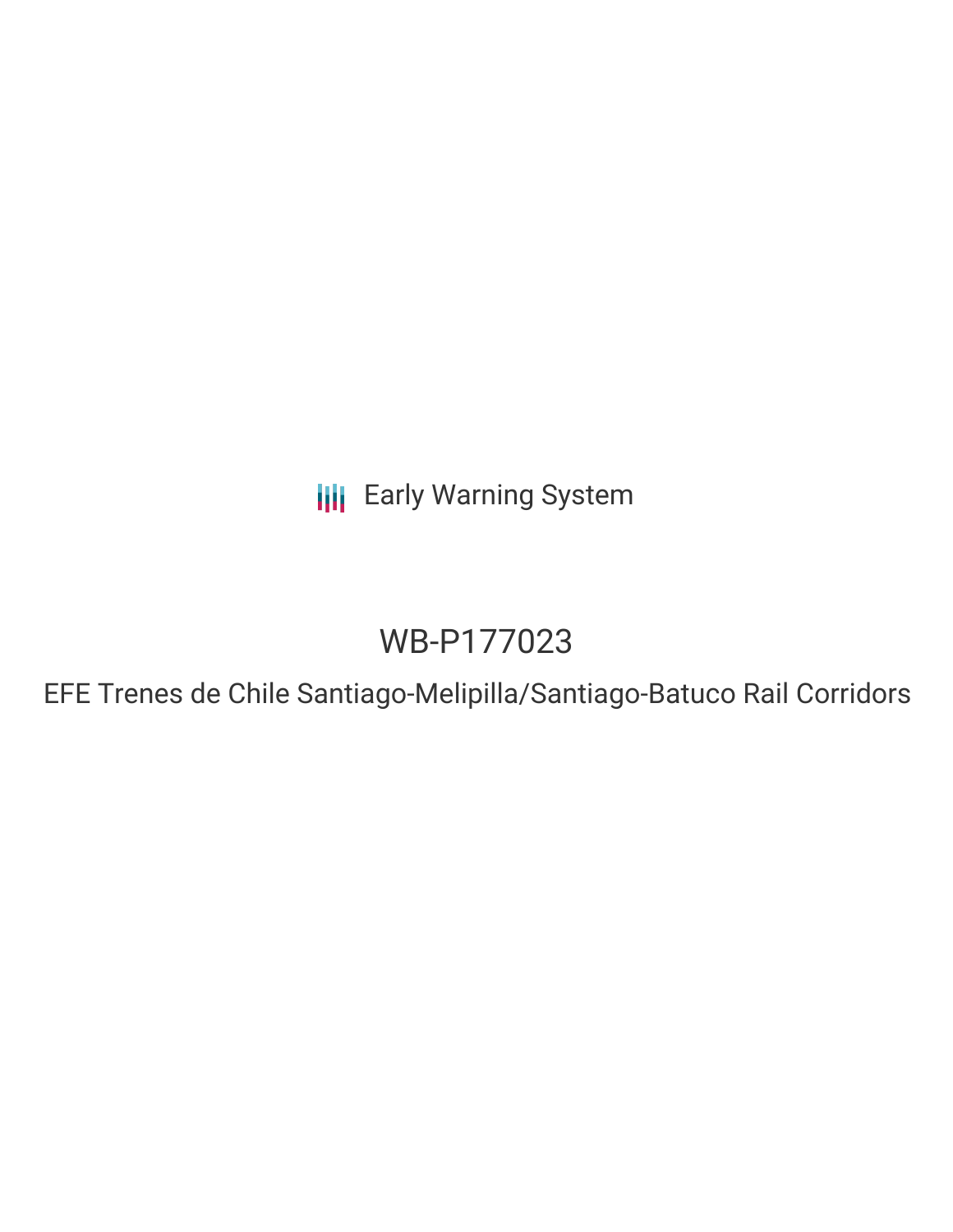Early Warning System

# WB-P177023

## EFE Trenes de Chile Santiago-Melipilla/Santiago-Batuco Rail Corridors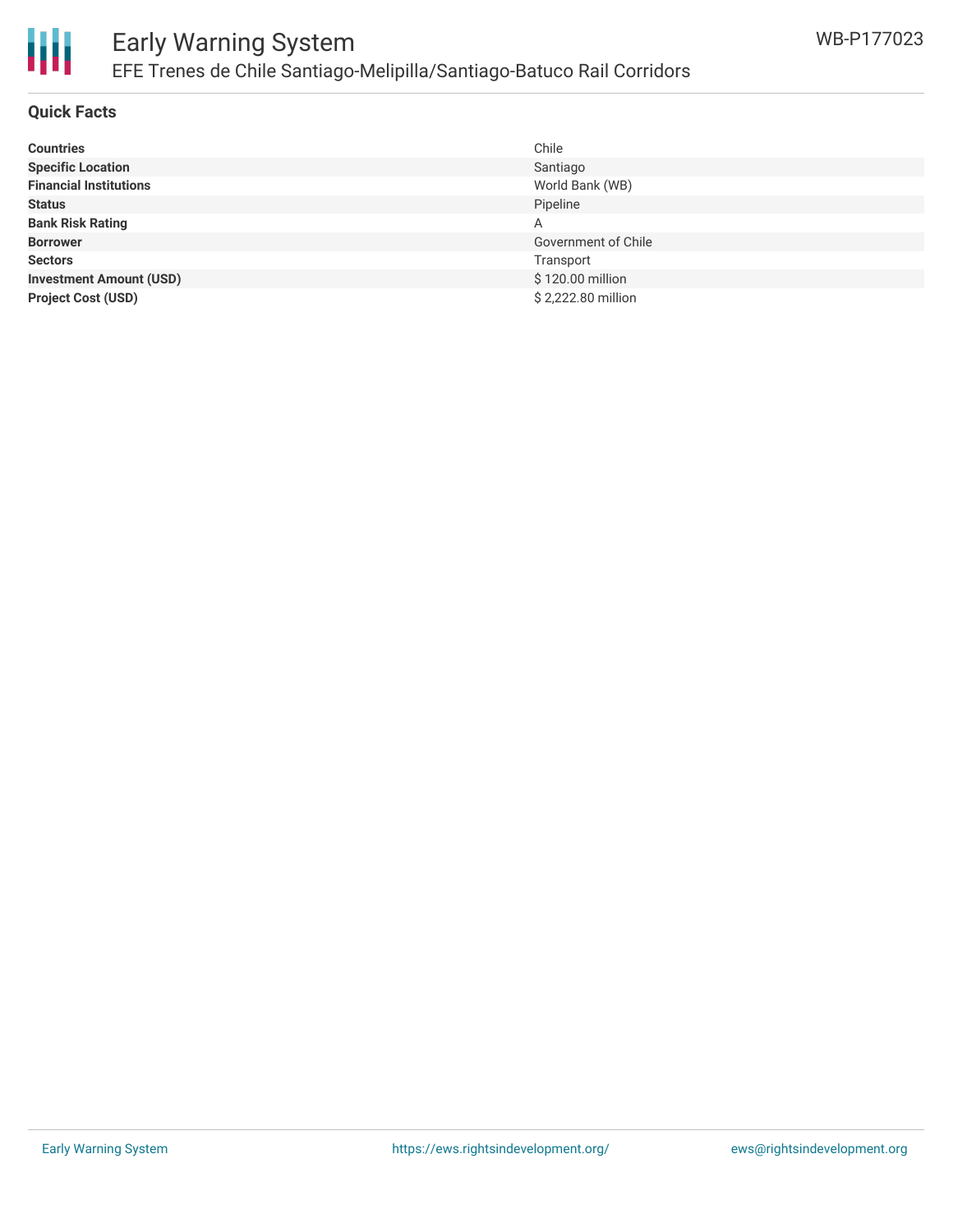## Quick Facts

| | |
|---|---|
| **Countries** | Chile |
| **Specific Location** | Santiago |
| **Financial Institutions** | World Bank (WB) |
| **Status** | Pipeline |
| **Bank Risk Rating** | A |
| **Borrower** | Government of Chile |
| **Sectors** | Transport |
| **Investment Amount (USD)** | $ 120.00 million |
| **Project Cost (USD)** | $ 2,222.80 million |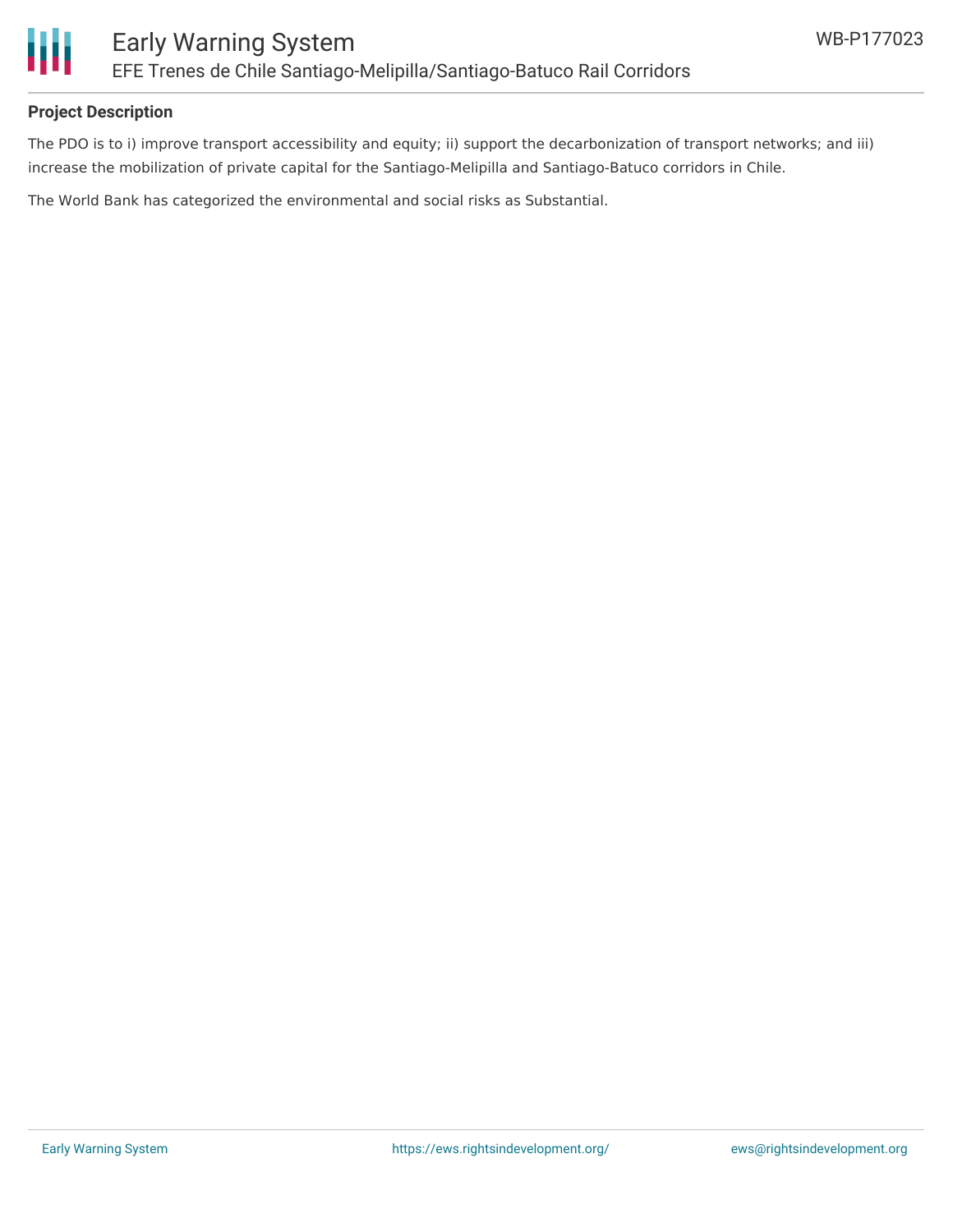**Project Description**

The PDO is to i) improve transport accessibility and equity; ii) support the decarbonization of transport networks; and iii) increase the mobilization of private capital for the Santiago-Melipilla and Santiago-Batuco corridors in Chile.

The World Bank has categorized the environmental and social risks as Substantial.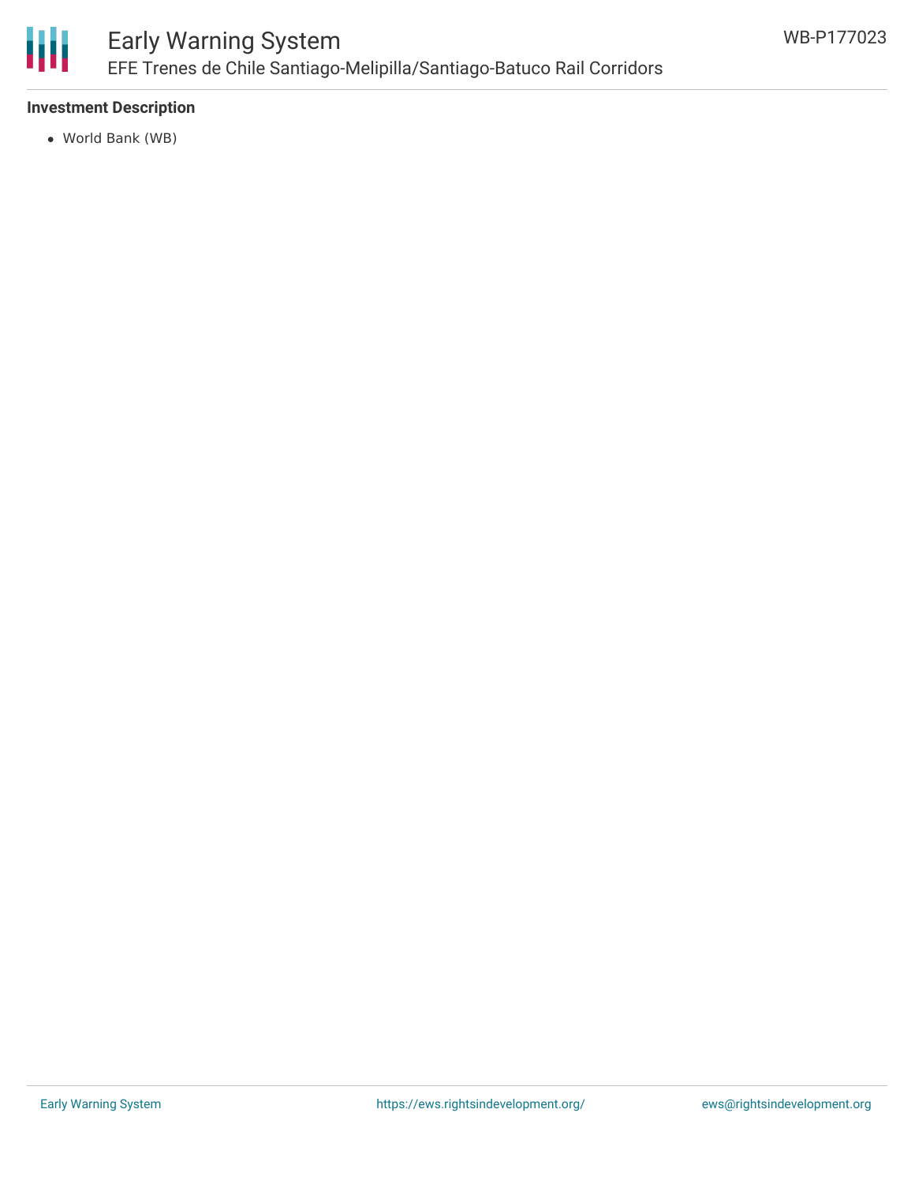### Investment Description

- World Bank (WB)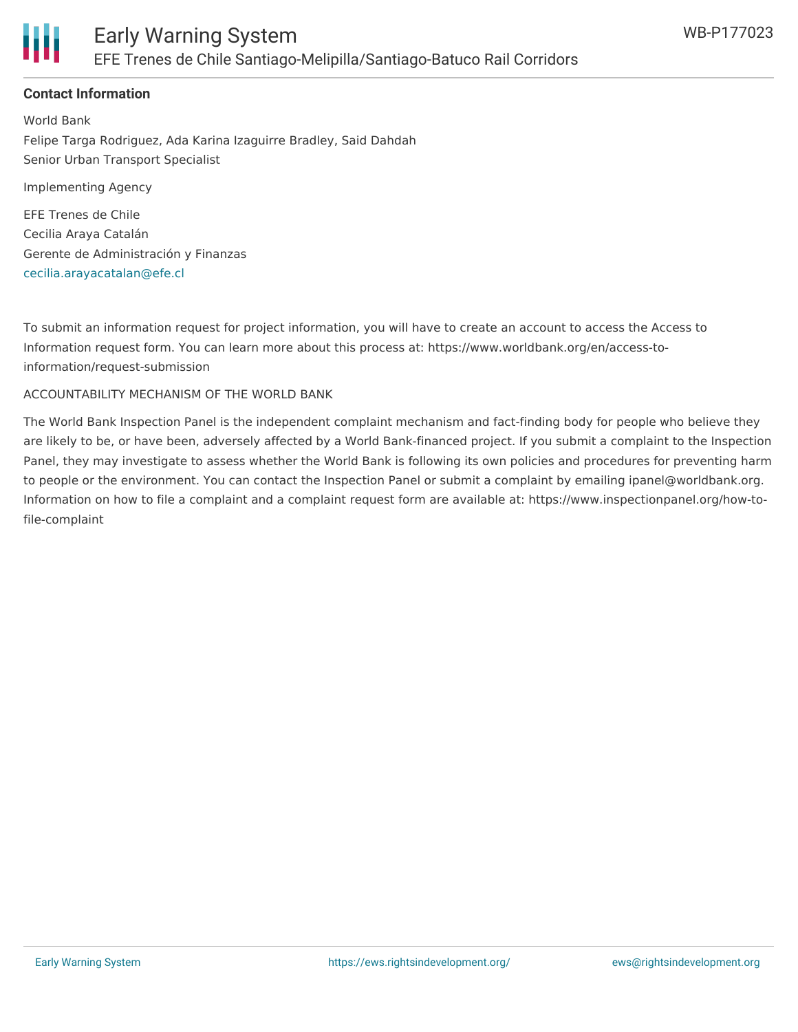**Contact Information**

World Bank

Felipe Targa Rodriguez, Ada Karina Izaguirre Bradley, Said Dahdah

Senior Urban Transport Specialist

Implementing Agency

EFE Trenes de Chile

Cecilia Araya Catalán

Gerente de Administración y Finanzas

cecilia.arayacatalan@efe.cl

To submit an information request for project information, you will have to create an account to access the Access to Information request form. You can learn more about this process at: https://www.worldbank.org/en/access-to-information/request-submission

ACCOUNTABILITY MECHANISM OF THE WORLD BANK

The World Bank Inspection Panel is the independent complaint mechanism and fact-finding body for people who believe they are likely to be, or have been, adversely affected by a World Bank-financed project. If you submit a complaint to the Inspection Panel, they may investigate to assess whether the World Bank is following its own policies and procedures for preventing harm to people or the environment. You can contact the Inspection Panel or submit a complaint by emailing ipanel@worldbank.org. Information on how to file a complaint and a complaint request form are available at: https://www.inspectionpanel.org/how-to-file-complaint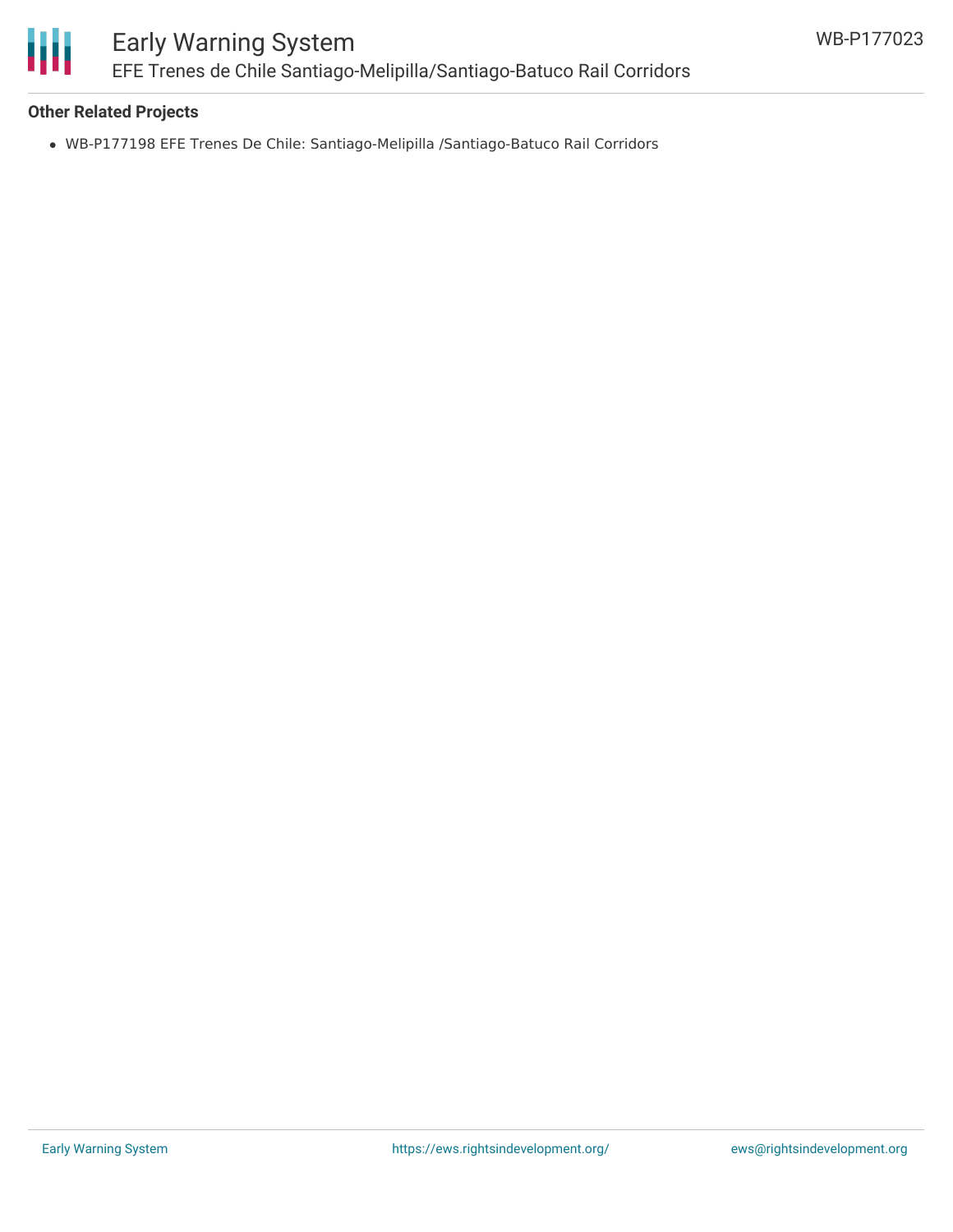**Other Related Projects**

- WB-P177198 EFE Trenes De Chile: Santiago-Melipilla /Santiago-Batuco Rail Corridors